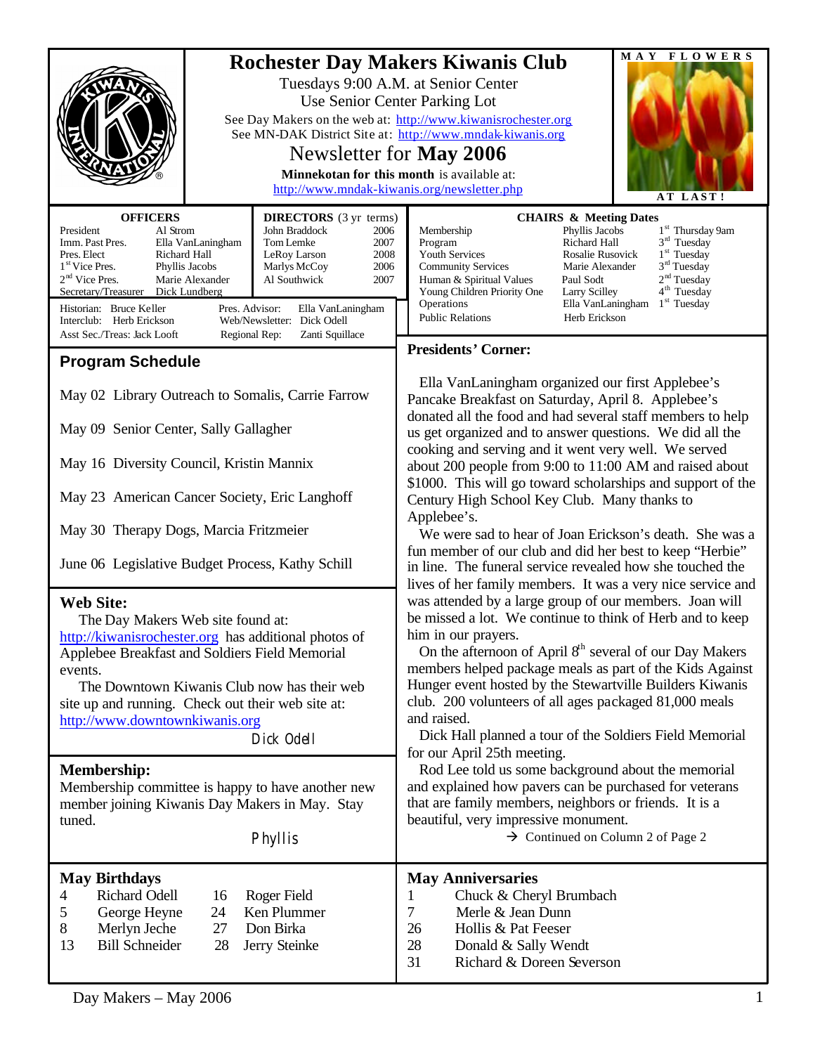# Rochester Day Makers Kiwanis Club

Tuesdays 9:00 A.M. at Senior Center
Use Senior Center Parking Lot
See Day Makers on the web at: http://www.kiwanisrochester.org
See MN-DAK District Site at: http://www.mndak-kiwanis.org

## Newsletter for **May 2006**

**Minnekotan for this month** is available at:
http://www.mndak-kiwanis.org/newsletter.php

MAY FLOWERS AT LAST!

| OFFICERS | |
|---|---|
| President | Al Strom |
| Imm. Past Pres. | Ella VanLaningham |
| Pres. Elect | Richard Hall |
| 1st Vice Pres. | Phyllis Jacobs |
| 2nd Vice Pres. | Marie Alexander |
| Secretary/Treasurer | Dick Lundberg |

| DIRECTORS (3 yr terms) | |
|---|---|
| John Braddock | 2006 |
| Tom Lemke | 2007 |
| LeRoy Larson | 2008 |
| Marlys McCoy | 2006 |
| Al Southwick | 2007 |

Historian: Bruce Keller
Interclub: Herb Erickson
Asst Sec./Treas: Jack Looft
Pres. Advisor: Ella VanLaningham
Web/Newsletter: Dick Odell
Regional Rep: Zanti Squillace

| CHAIRS & Meeting Dates | | |
|---|---|---|
| Membership | Phyllis Jacobs | 1st Thursday 9am |
| Program | Richard Hall | 3rd Tuesday |
| Youth Services | Rosalie Rusovick | 1st Tuesday |
| Community Services | Marie Alexander | 3rd Tuesday |
| Human & Spiritual Values | Paul Sodt | 2nd Tuesday |
| Young Children Priority One | Larry Scilley | 4th Tuesday |
| Operations | Ella VanLaningham | 1st Tuesday |
| Public Relations | Herb Erickson | |

## Program Schedule

May 02 Library Outreach to Somalis, Carrie Farrow

May 09 Senior Center, Sally Gallagher

May 16 Diversity Council, Kristin Mannix

May 23 American Cancer Society, Eric Langhoff

May 30 Therapy Dogs, Marcia Fritzmeier

June 06 Legislative Budget Process, Kathy Schill

## Web Site:

The Day Makers Web site found at: http://kiwanisrochester.org has additional photos of Applebee Breakfast and Soldiers Field Memorial events.

The Downtown Kiwanis Club now has their web site up and running. Check out their web site at: http://www.downtownkiwanis.org

Dick Odell

## Membership:

Membership committee is happy to have another new member joining Kiwanis Day Makers in May. Stay tuned.

Phyllis

## Presidents' Corner:

Ella VanLaningham organized our first Applebee's Pancake Breakfast on Saturday, April 8. Applebee's donated all the food and had several staff members to help us get organized and to answer questions. We did all the cooking and serving and it went very well. We served about 200 people from 9:00 to 11:00 AM and raised about $1000. This will go toward scholarships and support of the Century High School Key Club. Many thanks to Applebee's.

We were sad to hear of Joan Erickson's death. She was a fun member of our club and did her best to keep "Herbie" in line. The funeral service revealed how she touched the lives of her family members. It was a very nice service and was attended by a large group of our members. Joan will be missed a lot. We continue to think of Herb and to keep him in our prayers.

On the afternoon of April 8th several of our Day Makers members helped package meals as part of the Kids Against Hunger event hosted by the Stewartville Builders Kiwanis club. 200 volunteers of all ages packaged 81,000 meals and raised.

Dick Hall planned a tour of the Soldiers Field Memorial for our April 25th meeting.

Rod Lee told us some background about the memorial and explained how pavers can be purchased for veterans that are family members, neighbors or friends. It is a beautiful, very impressive monument.

→ Continued on Column 2 of Page 2

## May Birthdays

| | | | |
|---|---|---|---|
| 4 | Richard Odell | 16 | Roger Field |
| 5 | George Heyne | 24 | Ken Plummer |
| 8 | Merlyn Jeche | 27 | Don Birka |
| 13 | Bill Schneider | 28 | Jerry Steinke |

## May Anniversaries

| | |
|---|---|
| 1 | Chuck & Cheryl Brumbach |
| 7 | Merle & Jean Dunn |
| 26 | Hollis & Pat Feeser |
| 28 | Donald & Sally Wendt |
| 31 | Richard & Doreen Severson |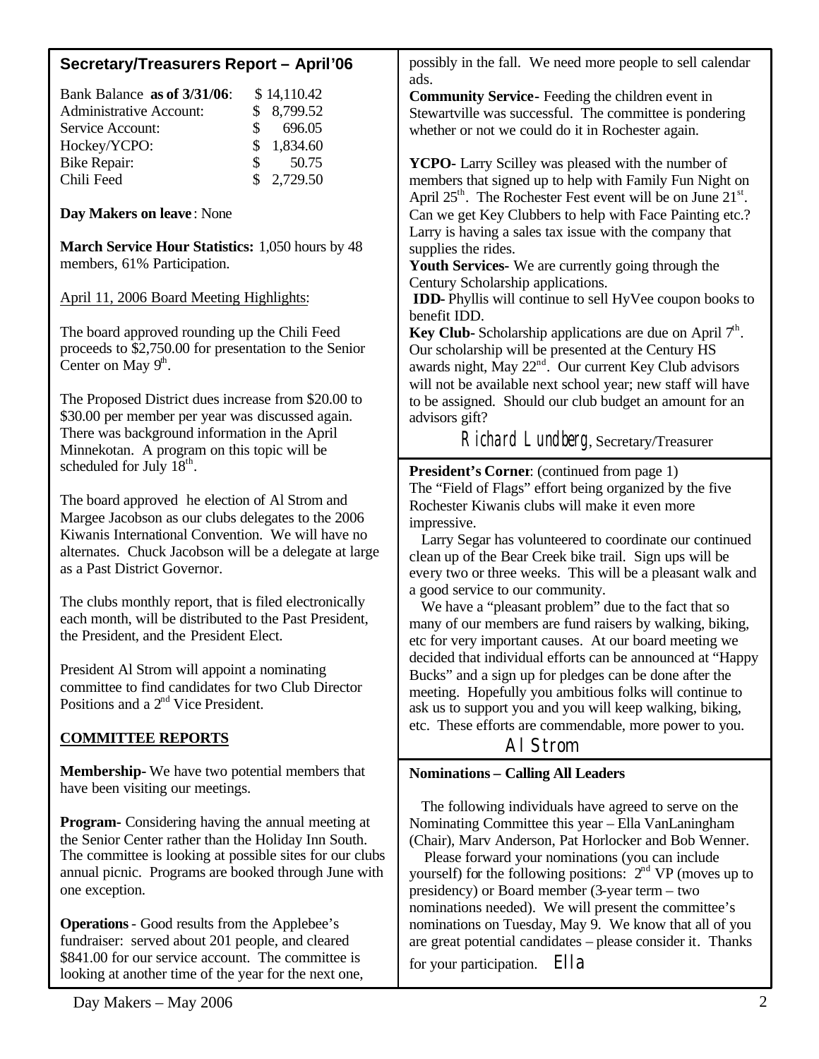## Secretary/Treasurers Report – April'06

| | |
|---|---|
| Bank Balance **as of 3/31/06**: | $ 14,110.42 |
| Administrative Account: | $ 8,799.52 |
| Service Account: | $ 696.05 |
| Hockey/YCPO: | $ 1,834.60 |
| Bike Repair: | $ 50.75 |
| Chili Feed | $ 2,729.50 |

**Day Makers on leave**: None

**March Service Hour Statistics:** 1,050 hours by 48 members, 61% Participation.

April 11, 2006 Board Meeting Highlights:

The board approved rounding up the Chili Feed proceeds to $2,750.00 for presentation to the Senior Center on May 9th.

The Proposed District dues increase from $20.00 to $30.00 per member per year was discussed again. There was background information in the April Minnekotan. A program on this topic will be scheduled for July 18th.

The board approved he election of Al Strom and Margee Jacobson as our clubs delegates to the 2006 Kiwanis International Convention. We will have no alternates. Chuck Jacobson will be a delegate at large as a Past District Governor.

The clubs monthly report, that is filed electronically each month, will be distributed to the Past President, the President, and the President Elect.

President Al Strom will appoint a nominating committee to find candidates for two Club Director Positions and a 2nd Vice President.

### COMMITTEE REPORTS

**Membership-** We have two potential members that have been visiting our meetings.

**Program-** Considering having the annual meeting at the Senior Center rather than the Holiday Inn South. The committee is looking at possible sites for our clubs annual picnic. Programs are booked through June with one exception.

**Operations** - Good results from the Applebee's fundraiser: served about 201 people, and cleared $841.00 for our service account. The committee is looking at another time of the year for the next one, possibly in the fall. We need more people to sell calendar ads.

**Community Service**- Feeding the children event in Stewartville was successful. The committee is pondering whether or not we could do it in Rochester again.

**YCPO**- Larry Scilley was pleased with the number of members that signed up to help with Family Fun Night on April 25th. The Rochester Fest event will be on June 21st. Can we get Key Clubbers to help with Face Painting etc.? Larry is having a sales tax issue with the company that supplies the rides.

**Youth Services**- We are currently going through the Century Scholarship applications.

**IDD**- Phyllis will continue to sell HyVee coupon books to benefit IDD.

**Key Club**- Scholarship applications are due on April 7th. Our scholarship will be presented at the Century HS awards night, May 22nd. Our current Key Club advisors will not be available next school year; new staff will have to be assigned. Should our club budget an amount for an advisors gift?

*Richard Lundberg*, Secretary/Treasurer

**President's Corner**: (continued from page 1)

The "Field of Flags" effort being organized by the five Rochester Kiwanis clubs will make it even more impressive.

Larry Segar has volunteered to coordinate our continued clean up of the Bear Creek bike trail. Sign ups will be every two or three weeks. This will be a pleasant walk and a good service to our community.

We have a "pleasant problem" due to the fact that so many of our members are fund raisers by walking, biking, etc for very important causes. At our board meeting we decided that individual efforts can be announced at "Happy Bucks" and a sign up for pledges can be done after the meeting. Hopefully you ambitious folks will continue to ask us to support you and you will keep walking, biking, etc. These efforts are commendable, more power to you.

*Al Strom*

**Nominations – Calling All Leaders**

The following individuals have agreed to serve on the Nominating Committee this year – Ella VanLaningham (Chair), Marv Anderson, Pat Horlocker and Bob Wenner.

Please forward your nominations (you can include yourself) for the following positions: 2nd VP (moves up to presidency) or Board member (3-year term – two nominations needed). We will present the committee's nominations on Tuesday, May 9. We know that all of you are great potential candidates – please consider it. Thanks for your participation. *Ella*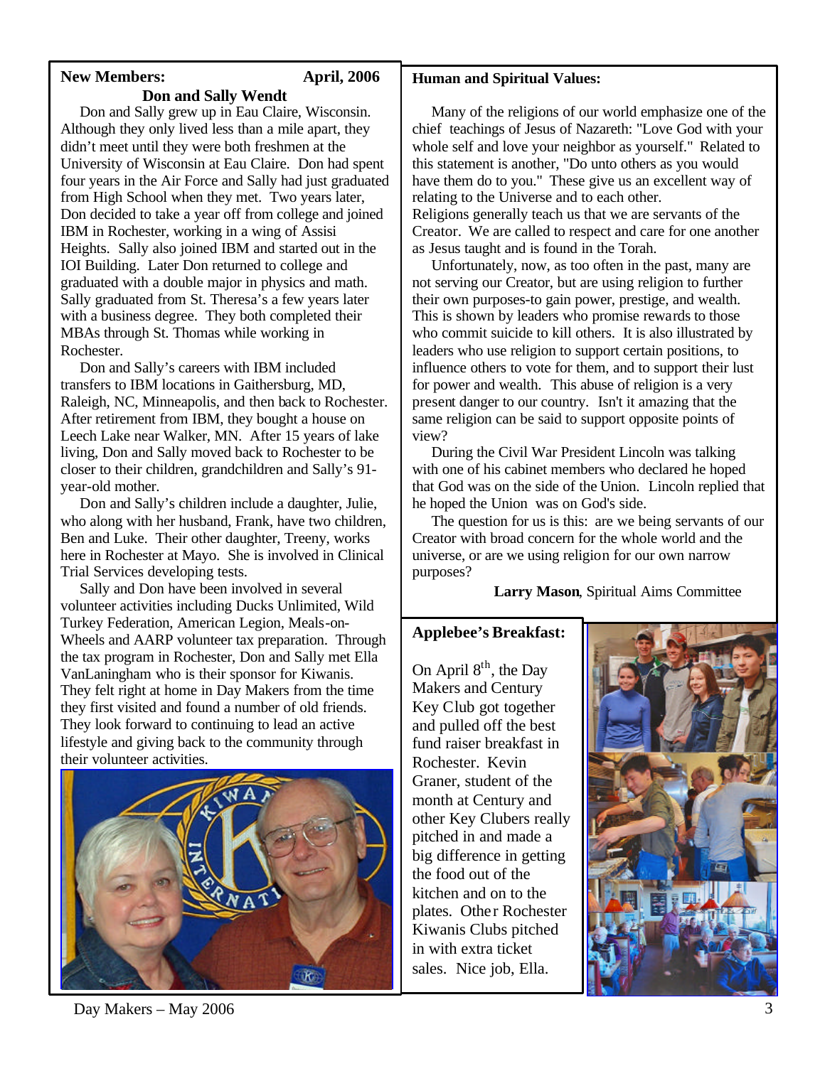## New Members: April, 2006

### Don and Sally Wendt

Don and Sally grew up in Eau Claire, Wisconsin. Although they only lived less than a mile apart, they didn't meet until they were both freshmen at the University of Wisconsin at Eau Claire. Don had spent four years in the Air Force and Sally had just graduated from High School when they met. Two years later, Don decided to take a year off from college and joined IBM in Rochester, working in a wing of Assisi Heights. Sally also joined IBM and started out in the IOI Building. Later Don returned to college and graduated with a double major in physics and math. Sally graduated from St. Theresa's a few years later with a business degree. They both completed their MBAs through St. Thomas while working in Rochester.

Don and Sally's careers with IBM included transfers to IBM locations in Gaithersburg, MD, Raleigh, NC, Minneapolis, and then back to Rochester. After retirement from IBM, they bought a house on Leech Lake near Walker, MN. After 15 years of lake living, Don and Sally moved back to Rochester to be closer to their children, grandchildren and Sally's 91-year-old mother.

Don and Sally's children include a daughter, Julie, who along with her husband, Frank, have two children, Ben and Luke. Their other daughter, Treeny, works here in Rochester at Mayo. She is involved in Clinical Trial Services developing tests.

Sally and Don have been involved in several volunteer activities including Ducks Unlimited, Wild Turkey Federation, American Legion, Meals-on-Wheels and AARP volunteer tax preparation. Through the tax program in Rochester, Don and Sally met Ella VanLaningham who is their sponsor for Kiwanis. They felt right at home in Day Makers from the time they first visited and found a number of old friends. They look forward to continuing to lead an active lifestyle and giving back to the community through their volunteer activities.

## Human and Spiritual Values:

Many of the religions of our world emphasize one of the chief teachings of Jesus of Nazareth: "Love God with your whole self and love your neighbor as yourself." Related to this statement is another, "Do unto others as you would have them do to you." These give us an excellent way of relating to the Universe and to each other.
Religions generally teach us that we are servants of the Creator. We are called to respect and care for one another as Jesus taught and is found in the Torah.

Unfortunately, now, as too often in the past, many are not serving our Creator, but are using religion to further their own purposes-to gain power, prestige, and wealth. This is shown by leaders who promise rewards to those who commit suicide to kill others. It is also illustrated by leaders who use religion to support certain positions, to influence others to vote for them, and to support their lust for power and wealth. This abuse of religion is a very present danger to our country. Isn't it amazing that the same religion can be said to support opposite points of view?

During the Civil War President Lincoln was talking with one of his cabinet members who declared he hoped that God was on the side of the Union. Lincoln replied that he hoped the Union was on God's side.

The question for us is this: are we being servants of our Creator with broad concern for the whole world and the universe, or are we using religion for our own narrow purposes?

**Larry Mason**, Spiritual Aims Committee

## Applebee's Breakfast:

On April 8th, the Day Makers and Century Key Club got together and pulled off the best fund raiser breakfast in Rochester. Kevin Graner, student of the month at Century and other Key Clubers really pitched in and made a big difference in getting the food out of the kitchen and on to the plates. Other Rochester Kiwanis Clubs pitched in with extra ticket sales. Nice job, Ella.